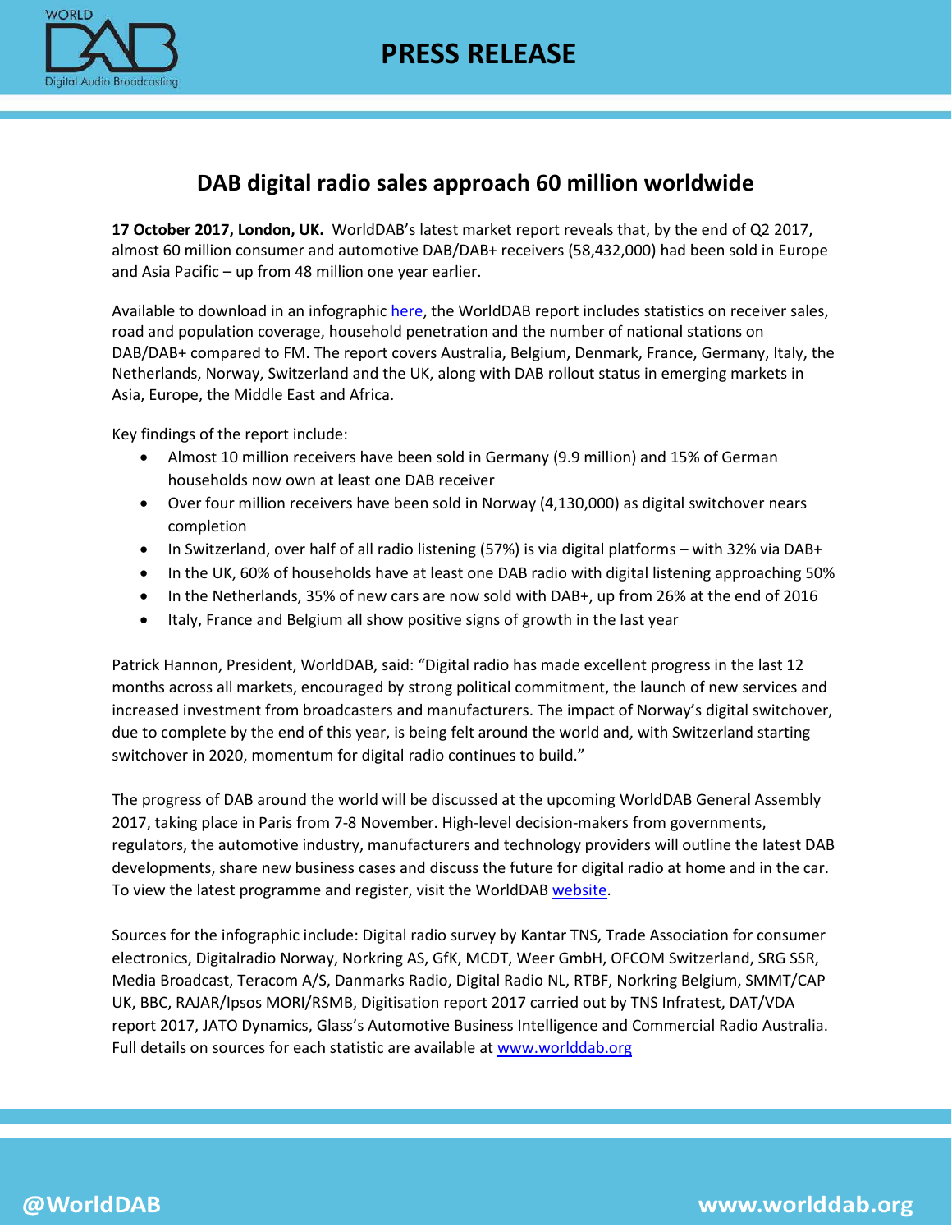# PRESS RELEASE

## DAB digital radio sales approach 60 million worldwide

**17 October 2017, London, UK.** WorldDAB's latest market report reveals that, by the end of Q2 2017, almost 60 million consumer and automotive DAB/DAB+ receivers (58,432,000) had been sold in Europe and Asia Pacific – up from 48 million one year earlier.

Available to download in an infographic here, the WorldDAB report includes statistics on receiver sales, road and population coverage, household penetration and the number of national stations on DAB/DAB+ compared to FM. The report covers Australia, Belgium, Denmark, France, Germany, Italy, the Netherlands, Norway, Switzerland and the UK, along with DAB rollout status in emerging markets in Asia, Europe, the Middle East and Africa.

Key findings of the report include:

- Almost 10 million receivers have been sold in Germany (9.9 million) and 15% of German households now own at least one DAB receiver
- Over four million receivers have been sold in Norway (4,130,000) as digital switchover nears completion
- In Switzerland, over half of all radio listening (57%) is via digital platforms – with 32% via DAB+
- In the UK, 60% of households have at least one DAB radio with digital listening approaching 50%
- In the Netherlands, 35% of new cars are now sold with DAB+, up from 26% at the end of 2016
- Italy, France and Belgium all show positive signs of growth in the last year

Patrick Hannon, President, WorldDAB, said: "Digital radio has made excellent progress in the last 12 months across all markets, encouraged by strong political commitment, the launch of new services and increased investment from broadcasters and manufacturers. The impact of Norway's digital switchover, due to complete by the end of this year, is being felt around the world and, with Switzerland starting switchover in 2020, momentum for digital radio continues to build."

The progress of DAB around the world will be discussed at the upcoming WorldDAB General Assembly 2017, taking place in Paris from 7-8 November. High-level decision-makers from governments, regulators, the automotive industry, manufacturers and technology providers will outline the latest DAB developments, share new business cases and discuss the future for digital radio at home and in the car. To view the latest programme and register, visit the WorldDAB website.

Sources for the infographic include: Digital radio survey by Kantar TNS, Trade Association for consumer electronics, Digitalradio Norway, Norkring AS, GfK, MCDT, Weer GmbH, OFCOM Switzerland, SRG SSR, Media Broadcast, Teracom A/S, Danmarks Radio, Digital Radio NL, RTBF, Norkring Belgium, SMMT/CAP UK, BBC, RAJAR/Ipsos MORI/RSMB, Digitisation report 2017 carried out by TNS Infratest, DAT/VDA report 2017, JATO Dynamics, Glass's Automotive Business Intelligence and Commercial Radio Australia. Full details on sources for each statistic are available at www.worlddab.org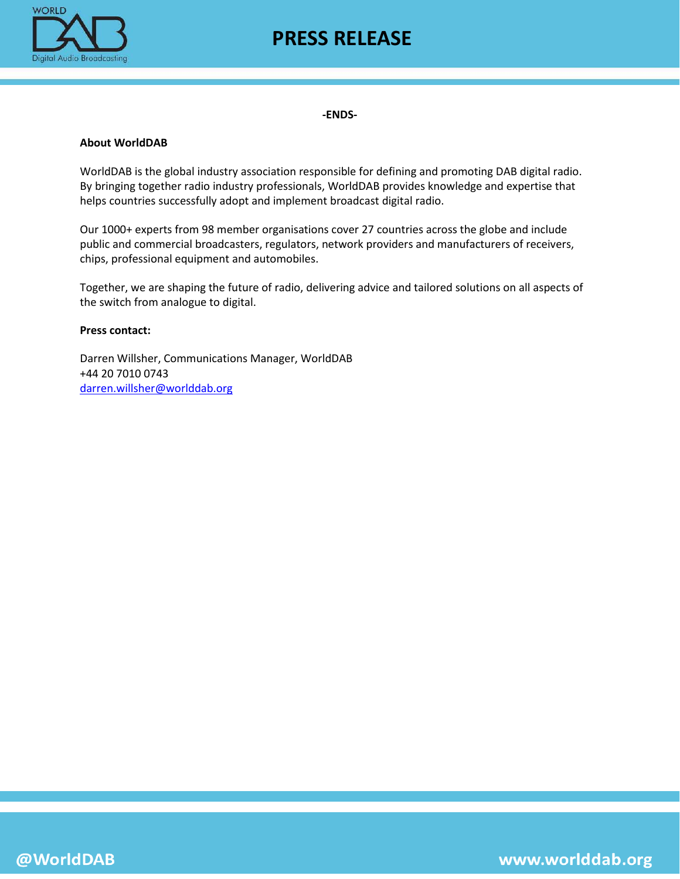**-ENDS-**

**About WorldDAB**

WorldDAB is the global industry association responsible for defining and promoting DAB digital radio. By bringing together radio industry professionals, WorldDAB provides knowledge and expertise that helps countries successfully adopt and implement broadcast digital radio.

Our 1000+ experts from 98 member organisations cover 27 countries across the globe and include public and commercial broadcasters, regulators, network providers and manufacturers of receivers, chips, professional equipment and automobiles.

Together, we are shaping the future of radio, delivering advice and tailored solutions on all aspects of the switch from analogue to digital.

**Press contact:**

Darren Willsher, Communications Manager, WorldDAB
+44 20 7010 0743
darren.willsher@worlddab.org